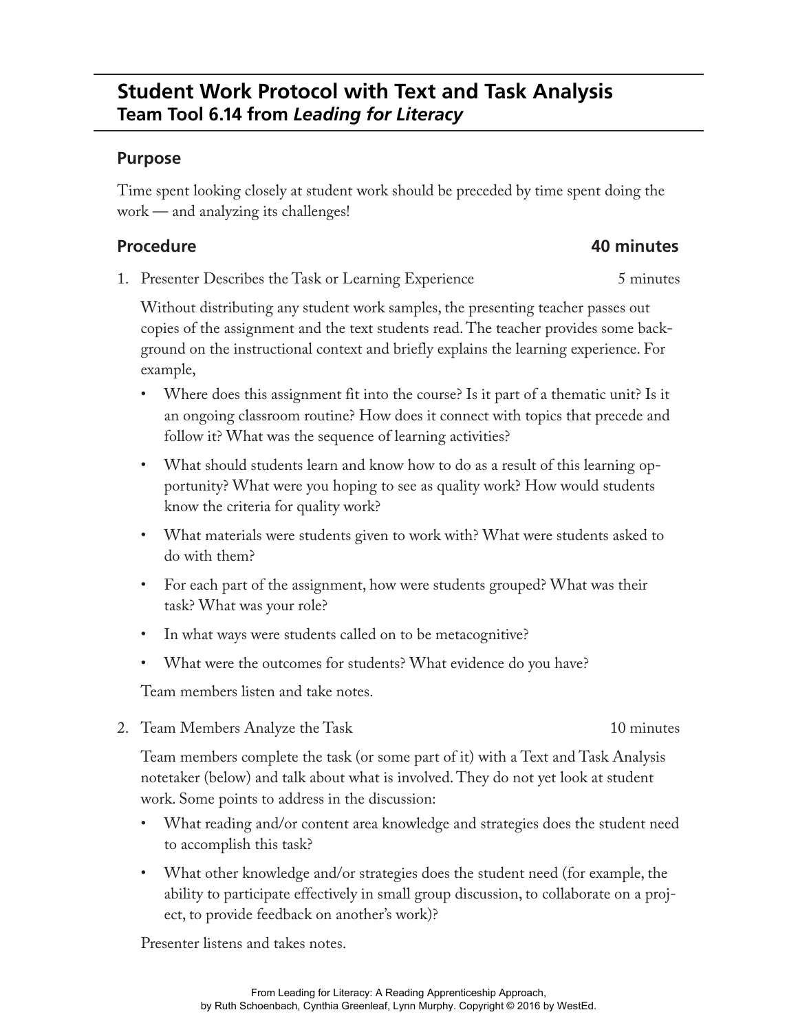# Student Work Protocol with Text and Task Analysis
## Team Tool 6.14 from *Leading for Literacy*

### Purpose

Time spent looking closely at student work should be preceded by time spent doing the work — and analyzing its challenges!

### Procedure — 40 minutes

1. Presenter Describes the Task or Learning Experience — 5 minutes

   Without distributing any student work samples, the presenting teacher passes out copies of the assignment and the text students read. The teacher provides some background on the instructional context and briefly explains the learning experience. For example,

   - Where does this assignment fit into the course? Is it part of a thematic unit? Is it an ongoing classroom routine? How does it connect with topics that precede and follow it? What was the sequence of learning activities?
   - What should students learn and know how to do as a result of this learning opportunity? What were you hoping to see as quality work? How would students know the criteria for quality work?
   - What materials were students given to work with? What were students asked to do with them?
   - For each part of the assignment, how were students grouped? What was their task? What was your role?
   - In what ways were students called on to be metacognitive?
   - What were the outcomes for students? What evidence do you have?

   Team members listen and take notes.

2. Team Members Analyze the Task — 10 minutes

   Team members complete the task (or some part of it) with a Text and Task Analysis notetaker (below) and talk about what is involved. They do not yet look at student work. Some points to address in the discussion:

   - What reading and/or content area knowledge and strategies does the student need to accomplish this task?
   - What other knowledge and/or strategies does the student need (for example, the ability to participate effectively in small group discussion, to collaborate on a project, to provide feedback on another's work)?

   Presenter listens and takes notes.

From Leading for Literacy: A Reading Apprenticeship Approach, by Ruth Schoenbach, Cynthia Greenleaf, Lynn Murphy. Copyright © 2016 by WestEd.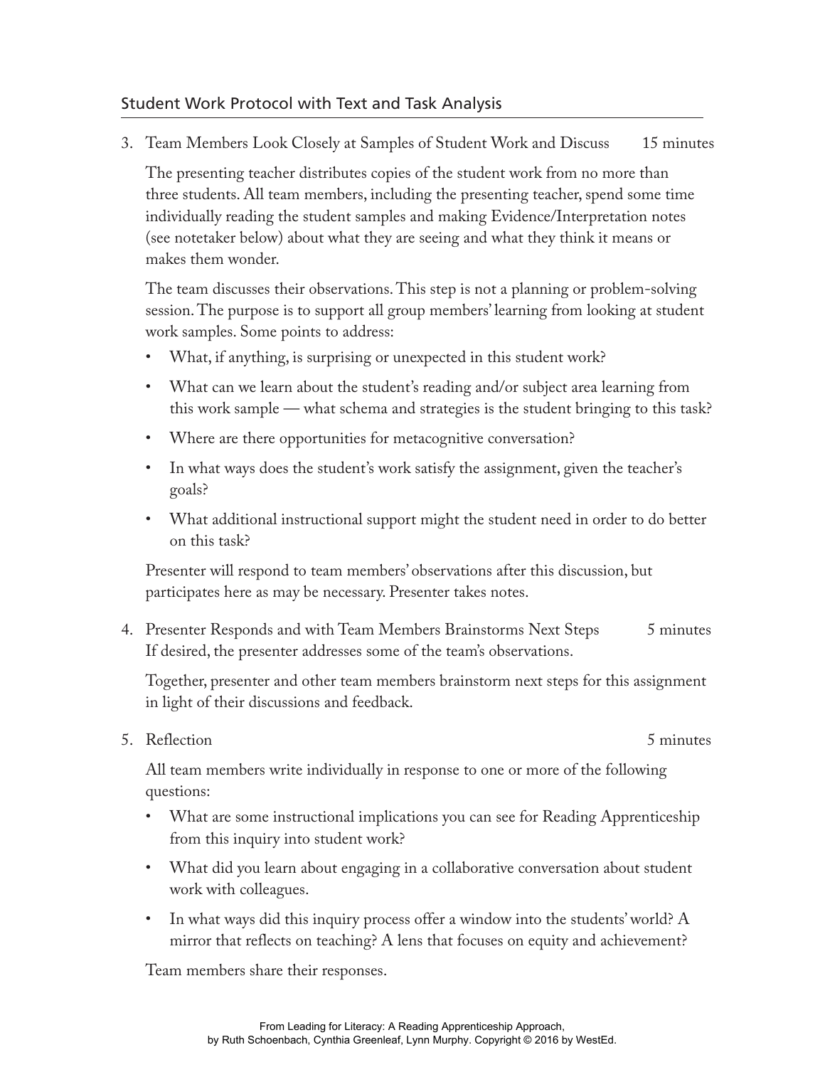## Student Work Protocol with Text and Task Analysis

3. Team Members Look Closely at Samples of Student Work and Discuss — 15 minutes

   The presenting teacher distributes copies of the student work from no more than three students. All team members, including the presenting teacher, spend some time individually reading the student samples and making Evidence/Interpretation notes (see notetaker below) about what they are seeing and what they think it means or makes them wonder.

   The team discusses their observations. This step is not a planning or problem-solving session. The purpose is to support all group members' learning from looking at student work samples. Some points to address:

   - What, if anything, is surprising or unexpected in this student work?
   - What can we learn about the student's reading and/or subject area learning from this work sample — what schema and strategies is the student bringing to this task?
   - Where are there opportunities for metacognitive conversation?
   - In what ways does the student's work satisfy the assignment, given the teacher's goals?
   - What additional instructional support might the student need in order to do better on this task?

   Presenter will respond to team members' observations after this discussion, but participates here as may be necessary. Presenter takes notes.

4. Presenter Responds and with Team Members Brainstorms Next Steps — 5 minutes

   If desired, the presenter addresses some of the team's observations.

   Together, presenter and other team members brainstorm next steps for this assignment in light of their discussions and feedback.

5. Reflection — 5 minutes

   All team members write individually in response to one or more of the following questions:

   - What are some instructional implications you can see for Reading Apprenticeship from this inquiry into student work?
   - What did you learn about engaging in a collaborative conversation about student work with colleagues.
   - In what ways did this inquiry process offer a window into the students' world? A mirror that reflects on teaching? A lens that focuses on equity and achievement?

   Team members share their responses.

From Leading for Literacy: A Reading Apprenticeship Approach, by Ruth Schoenbach, Cynthia Greenleaf, Lynn Murphy. Copyright © 2016 by WestEd.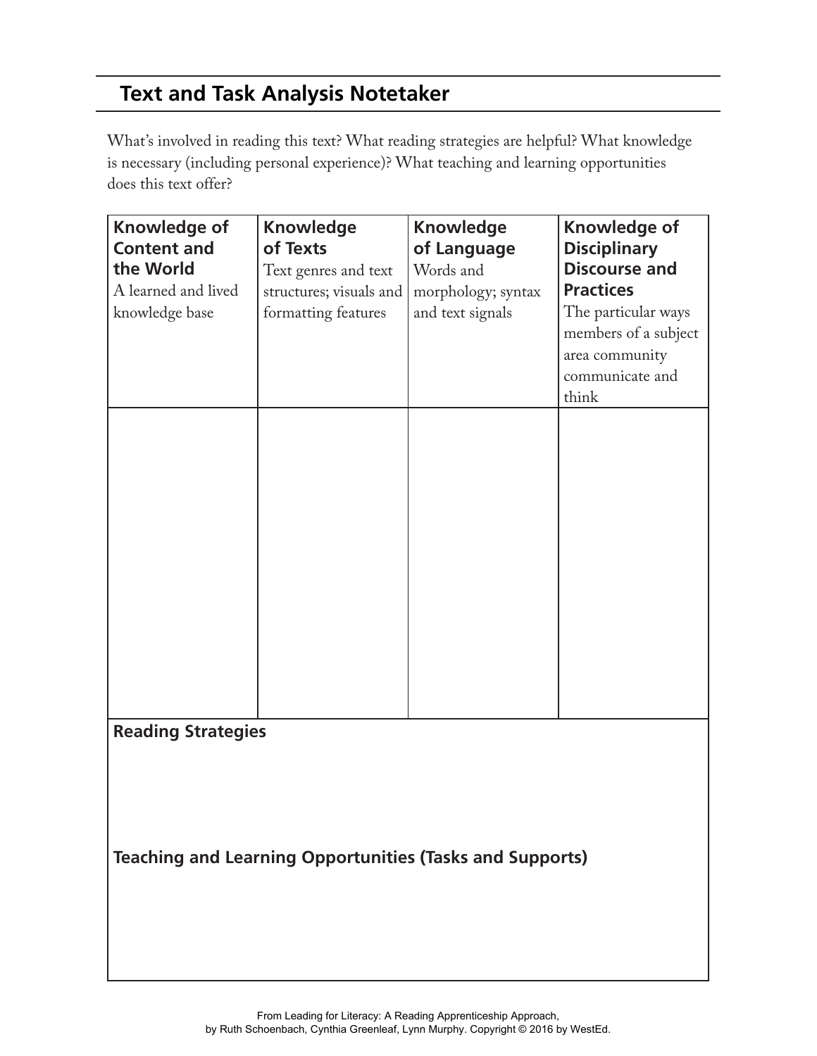## Text and Task Analysis Notetaker

What's involved in reading this text? What reading strategies are helpful? What knowledge is necessary (including personal experience)? What teaching and learning opportunities does this text offer?

| **Knowledge of Content and the World** A learned and lived knowledge base | **Knowledge of Texts** Text genres and text structures; visuals and formatting features | **Knowledge of Language** Words and morphology; syntax and text signals | **Knowledge of Disciplinary Discourse and Practices** The particular ways members of a subject area community communicate and think |
|---|---|---|---|
| | | | |

**Reading Strategies**

**Teaching and Learning Opportunities (Tasks and Supports)**

From Leading for Literacy: A Reading Apprenticeship Approach, by Ruth Schoenbach, Cynthia Greenleaf, Lynn Murphy. Copyright © 2016 by WestEd.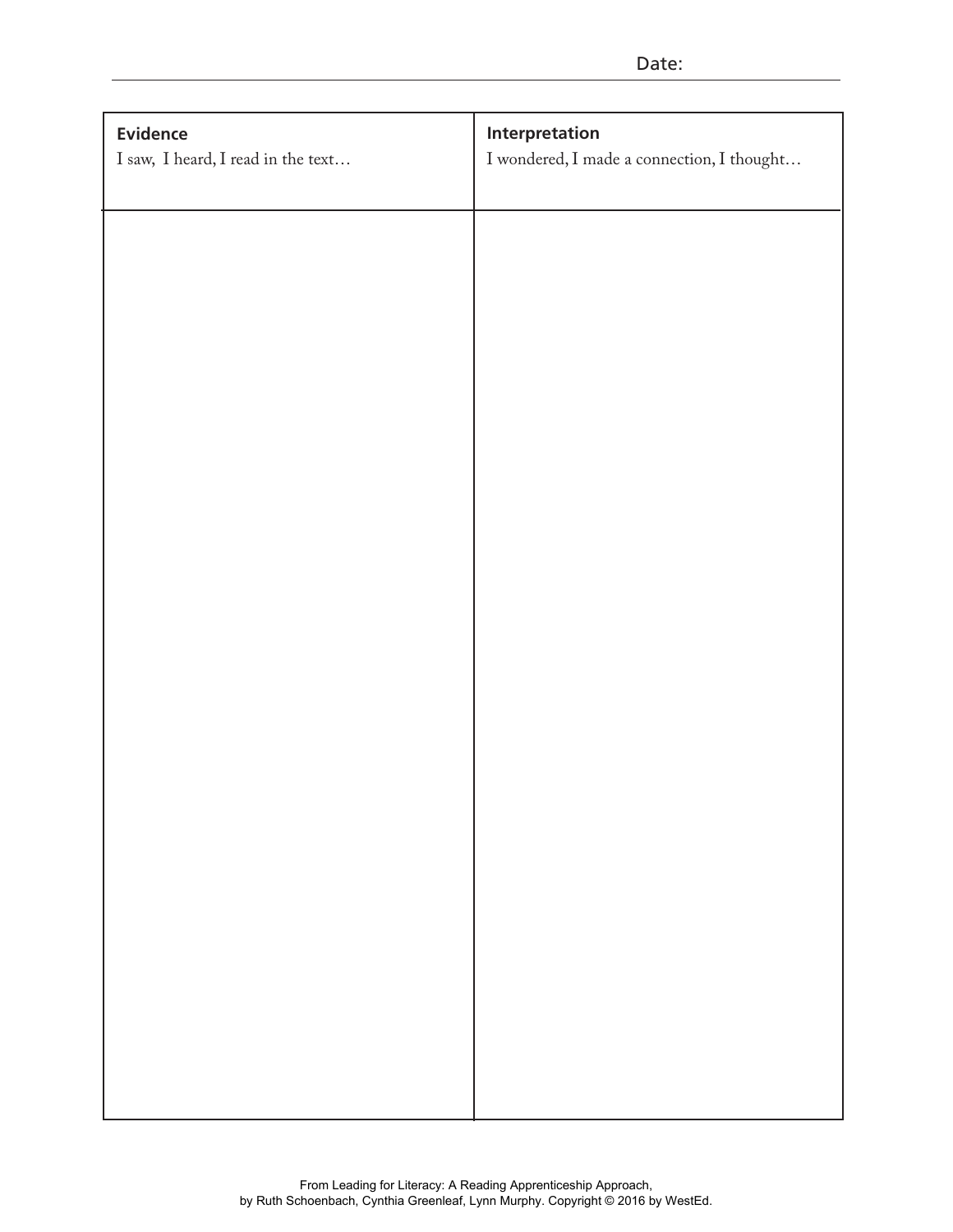Date:

| **Evidence**<br>I saw, I heard, I read in the text… | **Interpretation**<br>I wondered, I made a connection, I thought… |
| --- | --- |
| | |

From Leading for Literacy: A Reading Apprenticeship Approach,
by Ruth Schoenbach, Cynthia Greenleaf, Lynn Murphy. Copyright © 2016 by WestEd.